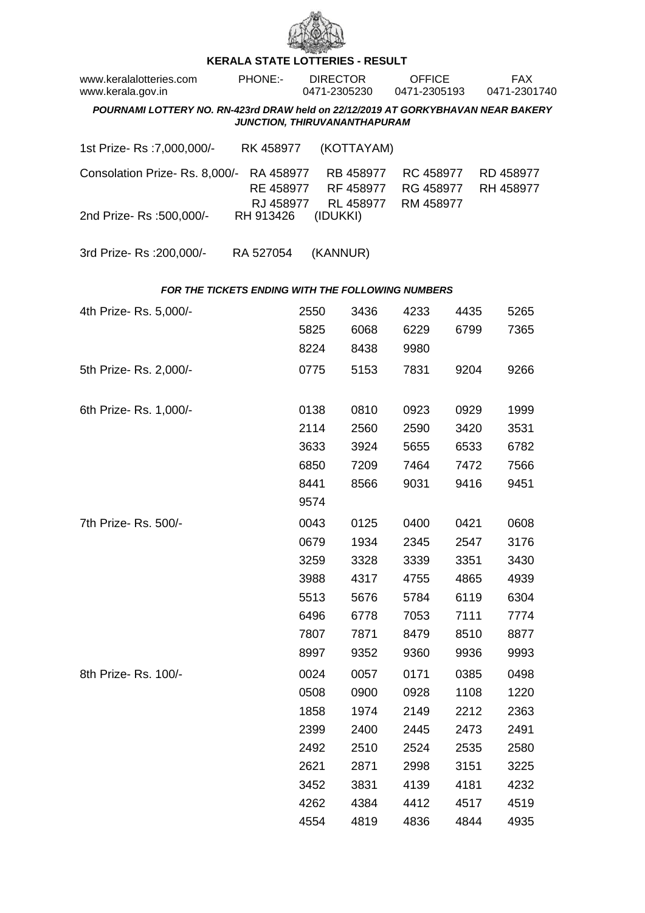# KERALA STATE LOTTERIES - RESULT

www.keralalotteries.com PHONE:- DIRECTOR 0471-2305230 OFFICE 0471-2305193 FAX 0471-2301740
www.kerala.gov.in

***POURNAMI LOTTERY NO. RN-423rd DRAW held on 22/12/2019 AT GORKYBHAVAN NEAR BAKERY JUNCTION, THIRUVANANTHAPURAM***

1st Prize- Rs :7,000,000/- RK 458977 (KOTTAYAM)

Consolation Prize- Rs. 8,000/- RA 458977 RB 458977 RC 458977 RD 458977 RE 458977 RF 458977 RG 458977 RH 458977 RJ 458977 RL 458977 RM 458977

2nd Prize- Rs :500,000/- RH 913426 (IDUKKI)

3rd Prize- Rs :200,000/- RA 527054 (KANNUR)

***FOR THE TICKETS ENDING WITH THE FOLLOWING NUMBERS***

4th Prize- Rs. 5,000/-

| | | | | |
|---|---|---|---|---|
| 2550 | 3436 | 4233 | 4435 | 5265 |
| 5825 | 6068 | 6229 | 6799 | 7365 |
| 8224 | 8438 | 9980 | | |

5th Prize- Rs. 2,000/-

| | | | | |
|---|---|---|---|---|
| 0775 | 5153 | 7831 | 9204 | 9266 |

6th Prize- Rs. 1,000/-

| | | | | |
|---|---|---|---|---|
| 0138 | 0810 | 0923 | 0929 | 1999 |
| 2114 | 2560 | 2590 | 3420 | 3531 |
| 3633 | 3924 | 5655 | 6533 | 6782 |
| 6850 | 7209 | 7464 | 7472 | 7566 |
| 8441 | 8566 | 9031 | 9416 | 9451 |
| 9574 | | | | |

7th Prize- Rs. 500/-

| | | | | |
|---|---|---|---|---|
| 0043 | 0125 | 0400 | 0421 | 0608 |
| 0679 | 1934 | 2345 | 2547 | 3176 |
| 3259 | 3328 | 3339 | 3351 | 3430 |
| 3988 | 4317 | 4755 | 4865 | 4939 |
| 5513 | 5676 | 5784 | 6119 | 6304 |
| 6496 | 6778 | 7053 | 7111 | 7774 |
| 7807 | 7871 | 8479 | 8510 | 8877 |
| 8997 | 9352 | 9360 | 9936 | 9993 |

8th Prize- Rs. 100/-

| | | | | |
|---|---|---|---|---|
| 0024 | 0057 | 0171 | 0385 | 0498 |
| 0508 | 0900 | 0928 | 1108 | 1220 |
| 1858 | 1974 | 2149 | 2212 | 2363 |
| 2399 | 2400 | 2445 | 2473 | 2491 |
| 2492 | 2510 | 2524 | 2535 | 2580 |
| 2621 | 2871 | 2998 | 3151 | 3225 |
| 3452 | 3831 | 4139 | 4181 | 4232 |
| 4262 | 4384 | 4412 | 4517 | 4519 |
| 4554 | 4819 | 4836 | 4844 | 4935 |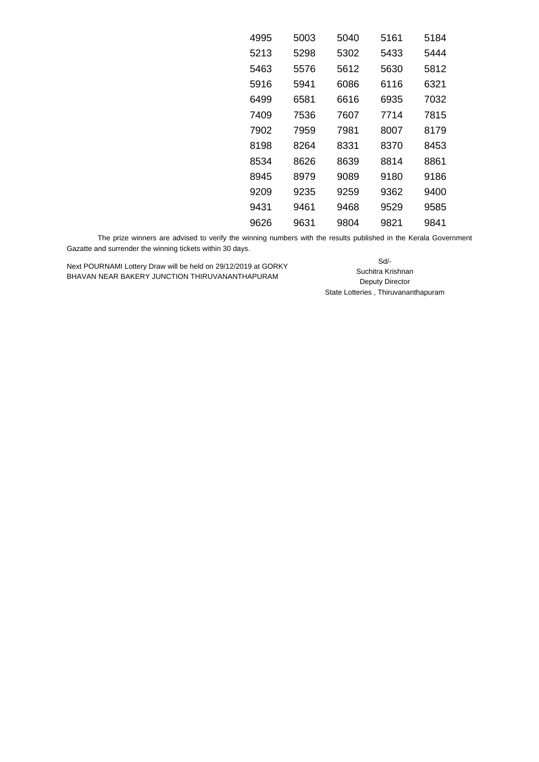| | | | | |
|---|---|---|---|---|
| 4995 | 5003 | 5040 | 5161 | 5184 |
| 5213 | 5298 | 5302 | 5433 | 5444 |
| 5463 | 5576 | 5612 | 5630 | 5812 |
| 5916 | 5941 | 6086 | 6116 | 6321 |
| 6499 | 6581 | 6616 | 6935 | 7032 |
| 7409 | 7536 | 7607 | 7714 | 7815 |
| 7902 | 7959 | 7981 | 8007 | 8179 |
| 8198 | 8264 | 8331 | 8370 | 8453 |
| 8534 | 8626 | 8639 | 8814 | 8861 |
| 8945 | 8979 | 9089 | 9180 | 9186 |
| 9209 | 9235 | 9259 | 9362 | 9400 |
| 9431 | 9461 | 9468 | 9529 | 9585 |
| 9626 | 9631 | 9804 | 9821 | 9841 |

The prize winners are advised to verify the winning numbers with the results published in the Kerala Government Gazatte and surrender the winning tickets within 30 days.

Next POURNAMI Lottery Draw will be held on 29/12/2019 at GORKY BHAVAN NEAR BAKERY JUNCTION THIRUVANANTHAPURAM

Sd/-
Suchitra Krishnan
Deputy Director
State Lotteries , Thiruvananthapuram